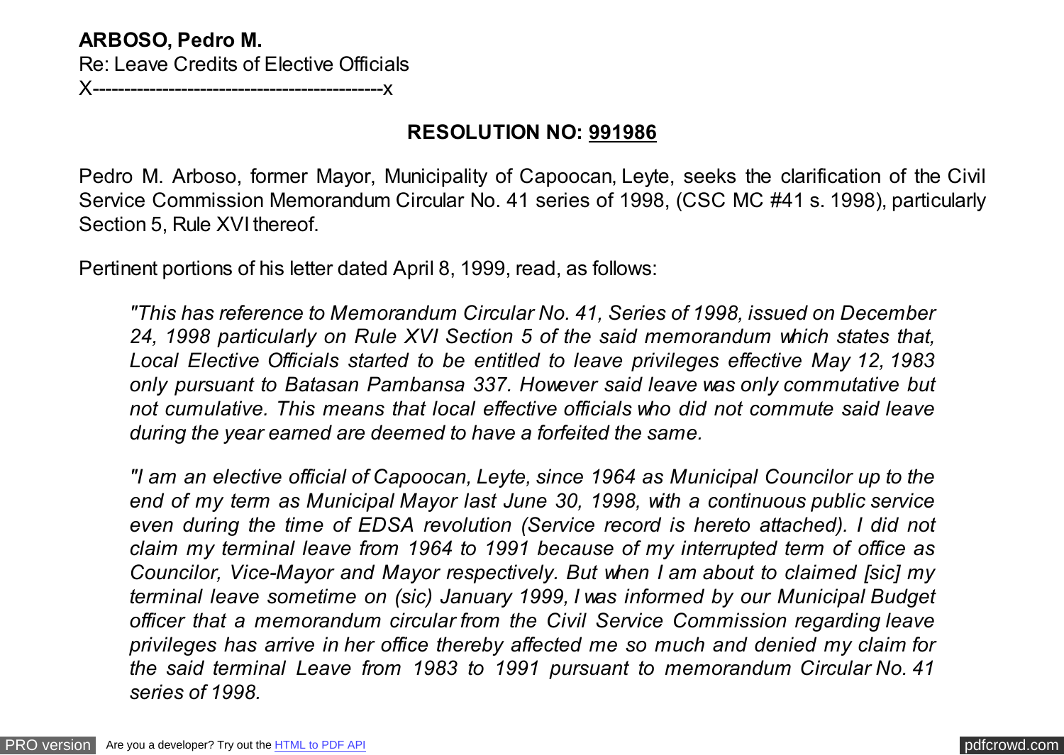**ARBOSO, Pedro M.**
Re: Leave Credits of Elective Officials
X-------------------------------------------x

## RESOLUTION NO: 991986

Pedro M. Arboso, former Mayor, Municipality of Capoocan, Leyte, seeks the clarification of the Civil Service Commission Memorandum Circular No. 41 series of 1998, (CSC MC #41 s. 1998), particularly Section 5, Rule XVI thereof.

Pertinent portions of his letter dated April 8, 1999, read, as follows:

> *"This has reference to Memorandum Circular No. 41, Series of 1998, issued on December 24, 1998 particularly on Rule XVI Section 5 of the said memorandum which states that, Local Elective Officials started to be entitled to leave privileges effective May 12, 1983 only pursuant to Batasan Pambansa 337. However said leave was only commutative but not cumulative. This means that local effective officials who did not commute said leave during the year earned are deemed to have a forfeited the same.*
>
> *"I am an elective official of Capoocan, Leyte, since 1964 as Municipal Councilor up to the end of my term as Municipal Mayor last June 30, 1998, with a continuous public service even during the time of EDSA revolution (Service record is hereto attached). I did not claim my terminal leave from 1964 to 1991 because of my interrupted term of office as Councilor, Vice-Mayor and Mayor respectively. But when I am about to claimed [sic] my terminal leave sometime on (sic) January 1999, I was informed by our Municipal Budget officer that a memorandum circular from the Civil Service Commission regarding leave privileges has arrive in her office thereby affected me so much and denied my claim for the said terminal Leave from 1983 to 1991 pursuant to memorandum Circular No. 41 series of 1998.*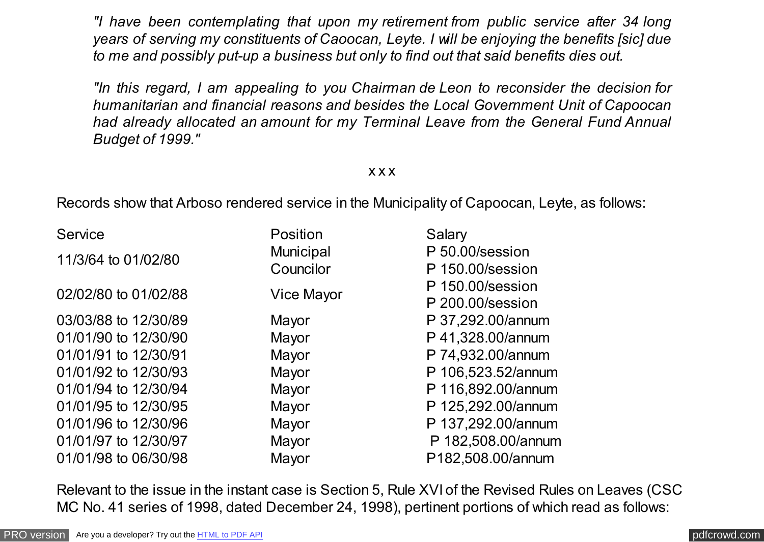*"I have been contemplating that upon my retirement from public service after 34 long years of serving my constituents of Caoocan, Leyte. I will be enjoying the benefits [sic] due to me and possibly put-up a business but only to find out that said benefits dies out.*

*"In this regard, I am appealing to you Chairman de Leon to reconsider the decision for humanitarian and financial reasons and besides the Local Government Unit of Capoocan had already allocated an amount for my Terminal Leave from the General Fund Annual Budget of 1999."*

x x x

Records show that Arboso rendered service in the Municipality of Capoocan, Leyte, as follows:

| Service | Position | Salary |
|---|---|---|
| 11/3/64 to 01/02/80 | Municipal Councilor | P 50.00/session<br>P 150.00/session |
| 02/02/80 to 01/02/88 | Vice Mayor | P 150.00/session<br>P 200.00/session |
| 03/03/88 to 12/30/89 | Mayor | P 37,292.00/annum |
| 01/01/90 to 12/30/90 | Mayor | P 41,328.00/annum |
| 01/01/91 to 12/30/91 | Mayor | P 74,932.00/annum |
| 01/01/92 to 12/30/93 | Mayor | P 106,523.52/annum |
| 01/01/94 to 12/30/94 | Mayor | P 116,892.00/annum |
| 01/01/95 to 12/30/95 | Mayor | P 125,292.00/annum |
| 01/01/96 to 12/30/96 | Mayor | P 137,292.00/annum |
| 01/01/97 to 12/30/97 | Mayor | P 182,508.00/annum |
| 01/01/98 to 06/30/98 | Mayor | P182,508.00/annum |

Relevant to the issue in the instant case is Section 5, Rule XVI of the Revised Rules on Leaves (CSC MC No. 41 series of 1998, dated December 24, 1998), pertinent portions of which read as follows: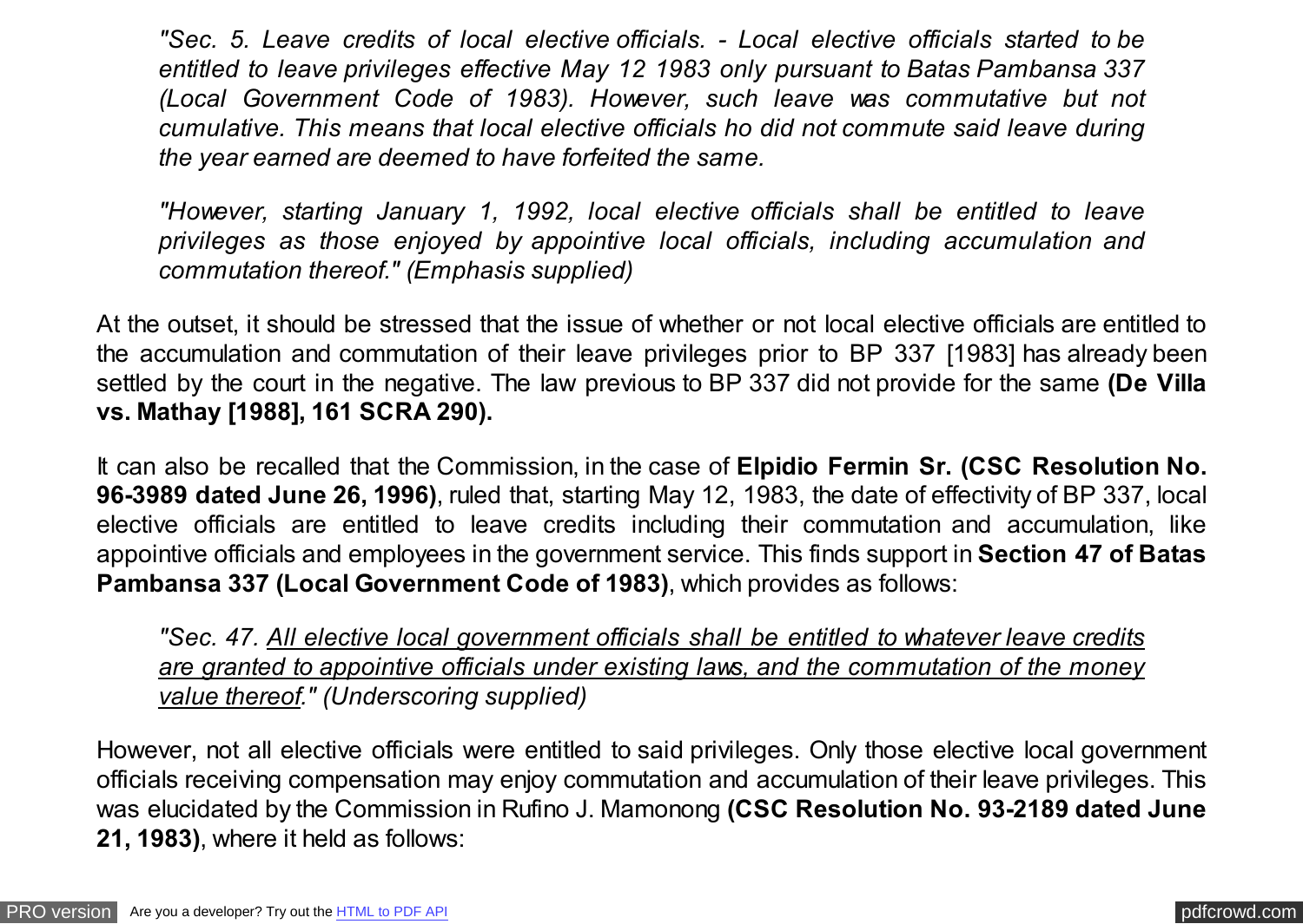*"Sec. 5. Leave credits of local elective officials. - Local elective officials started to be entitled to leave privileges effective May 12 1983 only pursuant to Batas Pambansa 337 (Local Government Code of 1983). However, such leave was commutative but not cumulative. This means that local elective officials ho did not commute said leave during the year earned are deemed to have forfeited the same.*

*"However, starting January 1, 1992, local elective officials shall be entitled to leave privileges as those enjoyed by appointive local officials, including accumulation and commutation thereof." (Emphasis supplied)*

At the outset, it should be stressed that the issue of whether or not local elective officials are entitled to the accumulation and commutation of their leave privileges prior to BP 337 [1983] has already been settled by the court in the negative. The law previous to BP 337 did not provide for the same **(De Villa vs. Mathay [1988], 161 SCRA 290).**

It can also be recalled that the Commission, in the case of **Elpidio Fermin Sr. (CSC Resolution No. 96-3989 dated June 26, 1996)**, ruled that, starting May 12, 1983, the date of effectivity of BP 337, local elective officials are entitled to leave credits including their commutation and accumulation, like appointive officials and employees in the government service. This finds support in **Section 47 of Batas Pambansa 337 (Local Government Code of 1983)**, which provides as follows:

*"Sec. 47. <u>All elective local government officials shall be entitled to whatever leave credits are granted to appointive officials under existing laws, and the commutation of the money value thereof</u>." (Underscoring supplied)*

However, not all elective officials were entitled to said privileges. Only those elective local government officials receiving compensation may enjoy commutation and accumulation of their leave privileges. This was elucidated by the Commission in Rufino J. Mamonong **(CSC Resolution No. 93-2189 dated June 21, 1983)**, where it held as follows: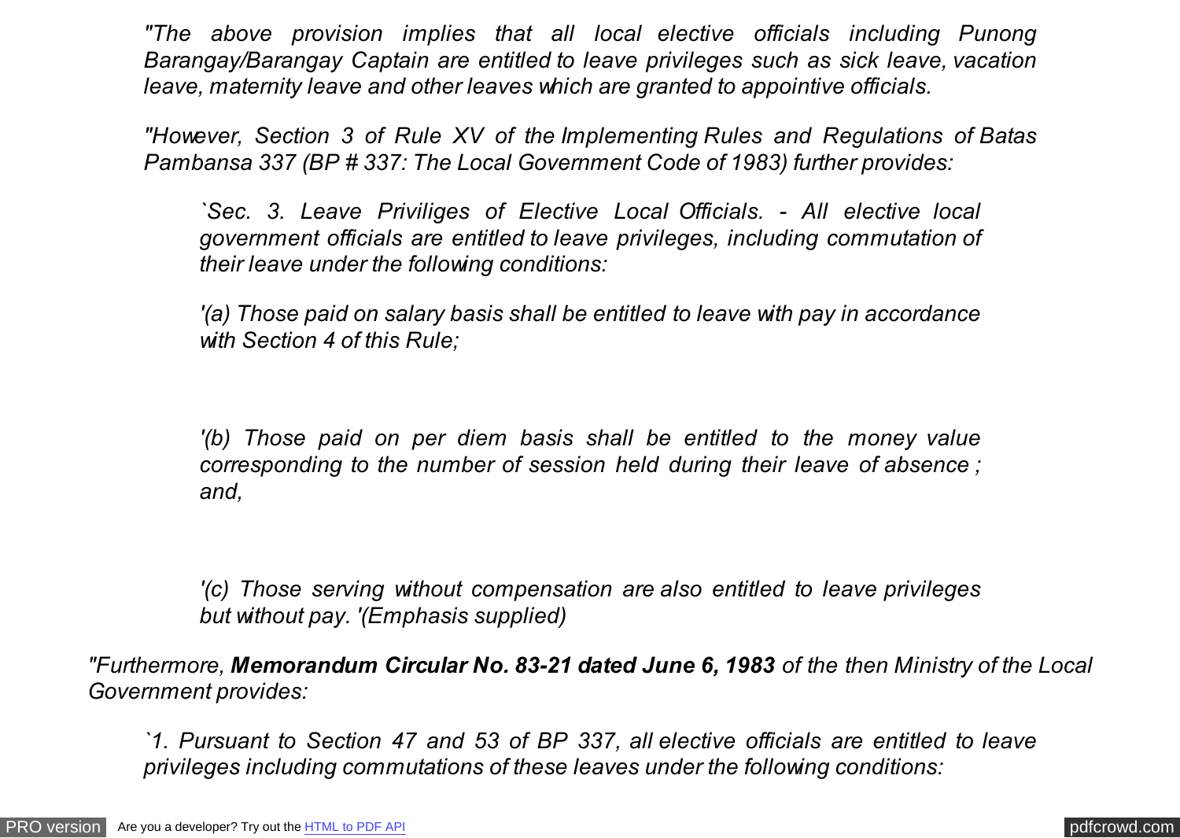*"The above provision implies that all local elective officials including Punong Barangay/Barangay Captain are entitled to leave privileges such as sick leave, vacation leave, maternity leave and other leaves which are granted to appointive officials.*

*"However, Section 3 of Rule XV of the Implementing Rules and Regulations of Batas Pambansa 337 (BP # 337: The Local Government Code of 1983) further provides:*

> *`Sec. 3. Leave Priviliges of Elective Local Officials. - All elective local government officials are entitled to leave privileges, including commutation of their leave under the following conditions:*
>
> *'(a) Those paid on salary basis shall be entitled to leave with pay in accordance with Section 4 of this Rule;*
>
> *'(b) Those paid on per diem basis shall be entitled to the money value corresponding to the number of session held during their leave of absence ; and,*
>
> *'(c) Those serving without compensation are also entitled to leave privileges but without pay. '(Emphasis supplied)*

*"Furthermore,* ***Memorandum Circular No. 83-21 dated June 6, 1983*** *of the then Ministry of the Local Government provides:*

> *`1. Pursuant to Section 47 and 53 of BP 337, all elective officials are entitled to leave privileges including commutations of these leaves under the following conditions:*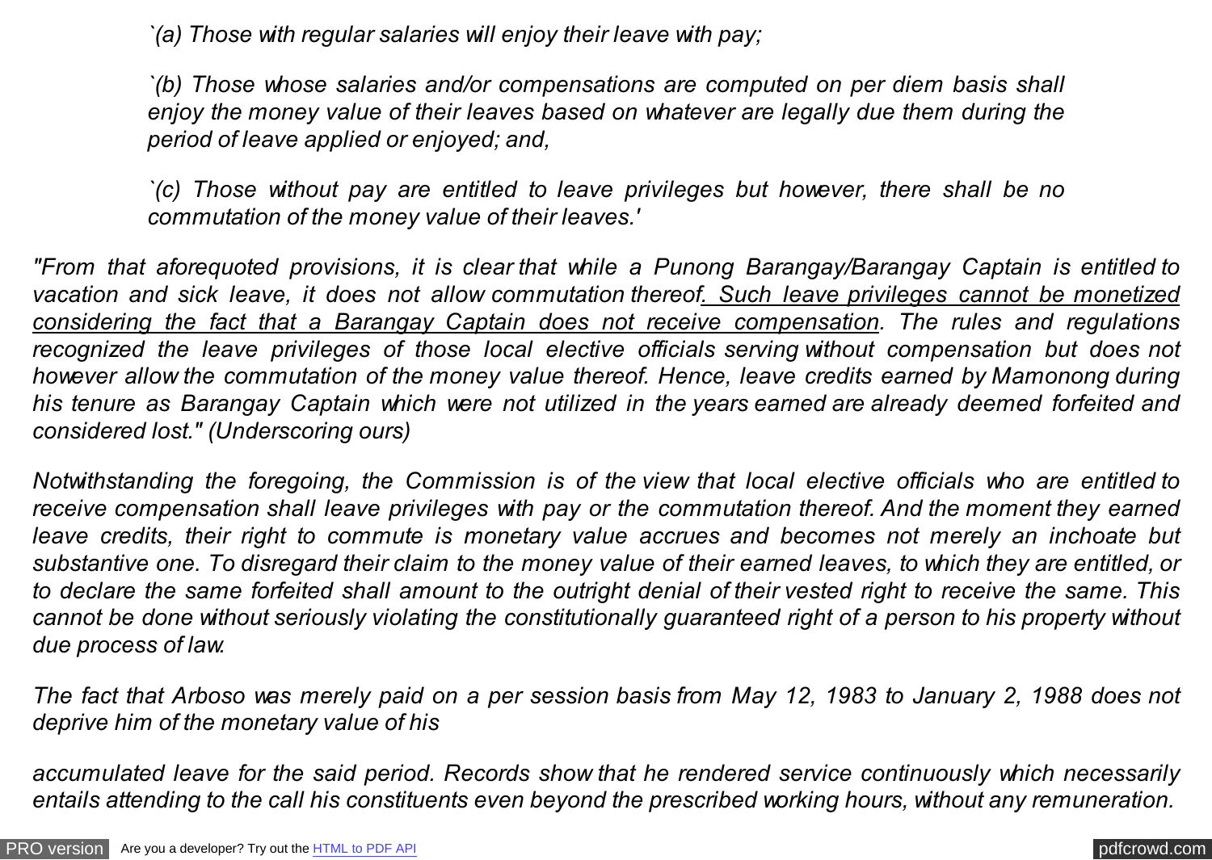*`(a) Those with regular salaries will enjoy their leave with pay;*

*`(b) Those whose salaries and/or compensations are computed on per diem basis shall enjoy the money value of their leaves based on whatever are legally due them during the period of leave applied or enjoyed; and,*

*`(c) Those without pay are entitled to leave privileges but however, there shall be no commutation of the money value of their leaves.'*

*"From that aforequoted provisions, it is clear that while a Punong Barangay/Barangay Captain is entitled to vacation and sick leave, it does not allow commutation thereof. Such leave privileges cannot be monetized considering the fact that a Barangay Captain does not receive compensation. The rules and regulations recognized the leave privileges of those local elective officials serving without compensation but does not however allow the commutation of the money value thereof. Hence, leave credits earned by Mamonong during his tenure as Barangay Captain which were not utilized in the years earned are already deemed forfeited and considered lost." (Underscoring ours)*

*Notwithstanding the foregoing, the Commission is of the view that local elective officials who are entitled to receive compensation shall leave privileges with pay or the commutation thereof. And the moment they earned leave credits, their right to commute is monetary value accrues and becomes not merely an inchoate but substantive one. To disregard their claim to the money value of their earned leaves, to which they are entitled, or to declare the same forfeited shall amount to the outright denial of their vested right to receive the same. This cannot be done without seriously violating the constitutionally guaranteed right of a person to his property without due process of law.*

*The fact that Arboso was merely paid on a per session basis from May 12, 1983 to January 2, 1988 does not deprive him of the monetary value of his accumulated leave for the said period. Records show that he rendered service continuously which necessarily entails attending to the call his constituents even beyond the prescribed working hours, without any remuneration.*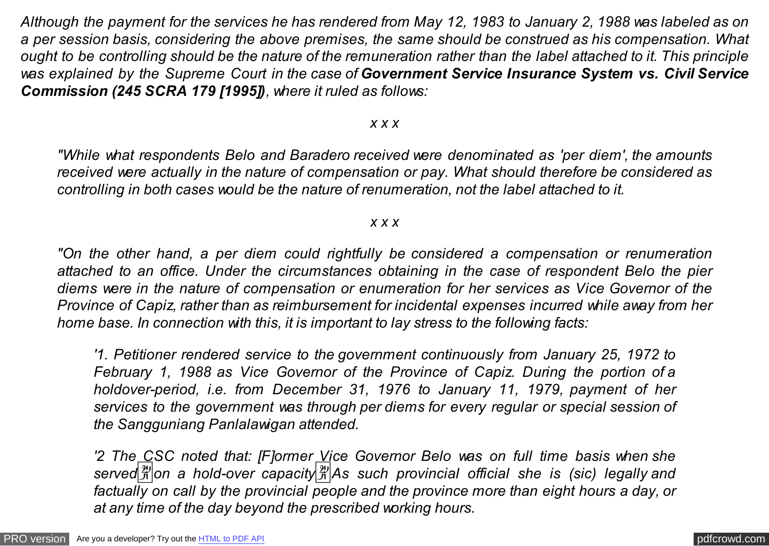*Although the payment for the services he has rendered from May 12, 1983 to January 2, 1988 was labeled as on a per session basis, considering the above premises, the same should be construed as his compensation. What ought to be controlling should be the nature of the remuneration rather than the label attached to it. This principle was explained by the Supreme Court in the case of* ***Government Service Insurance System vs. Civil Service Commission (245 SCRA 179 [1995])****, where it ruled as follows:*

*x x x*

> *"While what respondents Belo and Baradero received were denominated as 'per diem', the amounts received were actually in the nature of compensation or pay. What should therefore be considered as controlling in both cases would be the nature of renumeration, not the label attached to it.*

*x x x*

> *"On the other hand, a per diem could rightfully be considered a compensation or renumeration attached to an office. Under the circumstances obtaining in the case of respondent Belo the pier diems were in the nature of compensation or enumeration for her services as Vice Governor of the Province of Capiz, rather than as reimbursement for incidental expenses incurred while away from her home base. In connection with this, it is important to lay stress to the following facts:*
>
> > *'1. Petitioner rendered service to the government continuously from January 25, 1972 to February 1, 1988 as Vice Governor of the Province of Capiz. During the portion of a holdover-period, i.e. from December 31, 1976 to January 11, 1979, payment of her services to the government was through per diems for every regular or special session of the Sangguniang Panlalawigan attended.*
> >
> > *'2 The CSC noted that: [F]ormer Vice Governor Belo was on full time basis when she served on a hold-over capacity As such provincial official she is (sic) legally and factually on call by the provincial people and the province more than eight hours a day, or at any time of the day beyond the prescribed working hours.*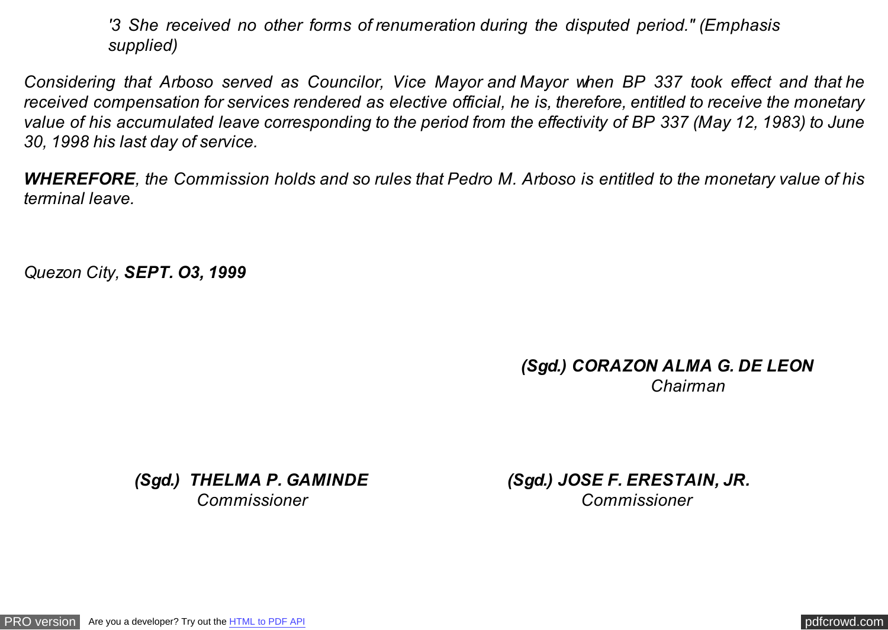*'3 She received no other forms of renumeration during the disputed period." (Emphasis supplied)*

*Considering that Arboso served as Councilor, Vice Mayor and Mayor when BP 337 took effect and that he received compensation for services rendered as elective official, he is, therefore, entitled to receive the monetary value of his accumulated leave corresponding to the period from the effectivity of BP 337 (May 12, 1983) to June 30, 1998 his last day of service.*

***WHEREFORE**, the Commission holds and so rules that Pedro M. Arboso is entitled to the monetary value of his terminal leave.*

*Quezon City, **SEPT. O3, 1999***

***(Sgd.) CORAZON ALMA G. DE LEON***
*Chairman*

***(Sgd.) THELMA P. GAMINDE***
*Commissioner*

***(Sgd.) JOSE F. ERESTAIN, JR.***
*Commissioner*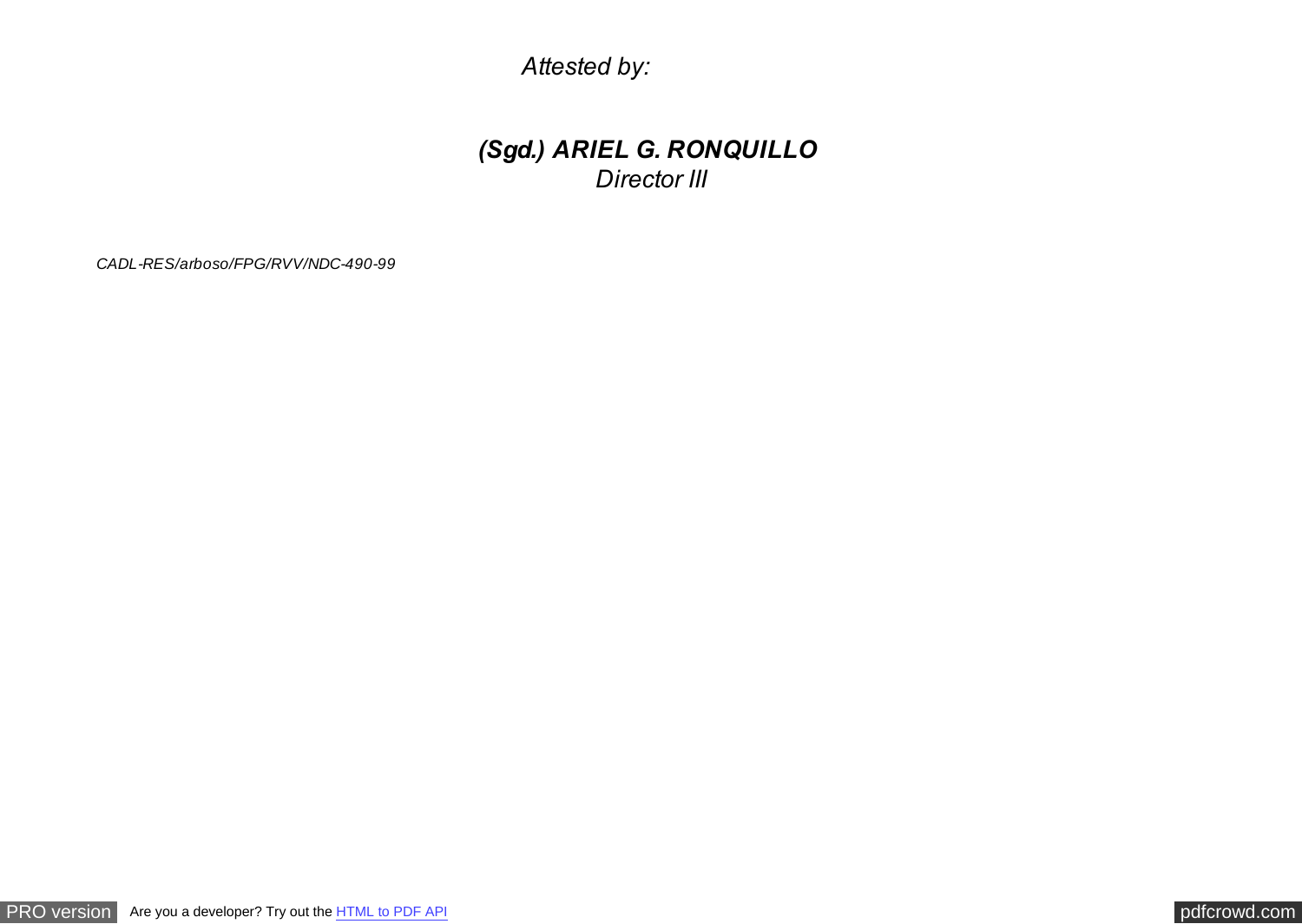*Attested by:*

***(Sgd.) ARIEL G. RONQUILLO***
*Director III*

*CADL-RES/arboso/FPG/RVV/NDC-490-99*